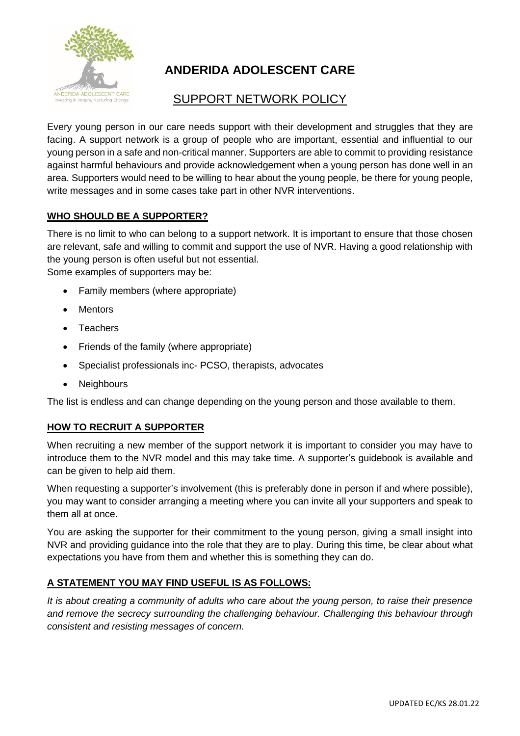# ANDERIDA ADOLESCENT CARE

## SUPPORT NETWORK POLICY

Every young person in our care needs support with their development and struggles that they are facing. A support network is a group of people who are important, essential and influential to our young person in a safe and non-critical manner. Supporters are able to commit to providing resistance against harmful behaviours and provide acknowledgement when a young person has done well in an area. Supporters would need to be willing to hear about the young people, be there for young people, write messages and in some cases take part in other NVR interventions.

### WHO SHOULD BE A SUPPORTER?

There is no limit to who can belong to a support network. It is important to ensure that those chosen are relevant, safe and willing to commit and support the use of NVR. Having a good relationship with the young person is often useful but not essential.
Some examples of supporters may be:

- Family members (where appropriate)
- Mentors
- Teachers
- Friends of the family (where appropriate)
- Specialist professionals inc- PCSO, therapists, advocates
- Neighbours

The list is endless and can change depending on the young person and those available to them.

### HOW TO RECRUIT A SUPPORTER

When recruiting a new member of the support network it is important to consider you may have to introduce them to the NVR model and this may take time. A supporter's guidebook is available and can be given to help aid them.

When requesting a supporter's involvement (this is preferably done in person if and where possible), you may want to consider arranging a meeting where you can invite all your supporters and speak to them all at once.

You are asking the supporter for their commitment to the young person, giving a small insight into NVR and providing guidance into the role that they are to play. During this time, be clear about what expectations you have from them and whether this is something they can do.

### A STATEMENT YOU MAY FIND USEFUL IS AS FOLLOWS:

*It is about creating a community of adults who care about the young person, to raise their presence and remove the secrecy surrounding the challenging behaviour. Challenging this behaviour through consistent and resisting messages of concern.*

UPDATED EC/KS 28.01.22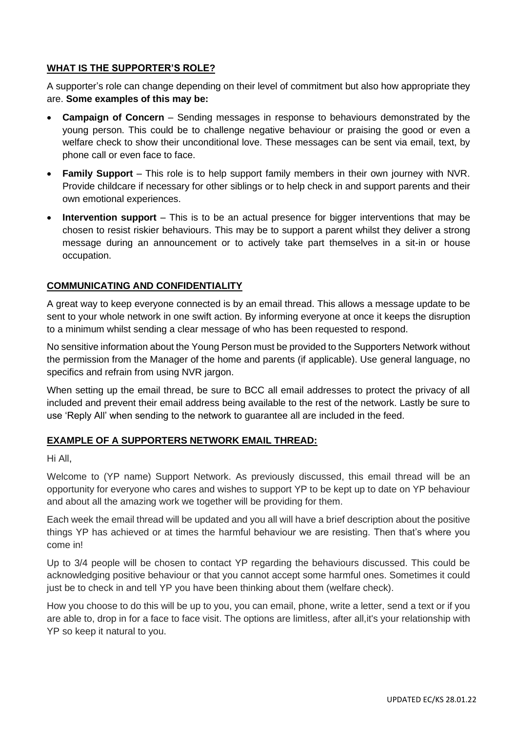## WHAT IS THE SUPPORTER'S ROLE?

A supporter's role can change depending on their level of commitment but also how appropriate they are. **Some examples of this may be:**

- **Campaign of Concern** – Sending messages in response to behaviours demonstrated by the young person. This could be to challenge negative behaviour or praising the good or even a welfare check to show their unconditional love. These messages can be sent via email, text, by phone call or even face to face.
- **Family Support** – This role is to help support family members in their own journey with NVR. Provide childcare if necessary for other siblings or to help check in and support parents and their own emotional experiences.
- **Intervention support** – This is to be an actual presence for bigger interventions that may be chosen to resist riskier behaviours. This may be to support a parent whilst they deliver a strong message during an announcement or to actively take part themselves in a sit-in or house occupation.

## COMMUNICATING AND CONFIDENTIALITY

A great way to keep everyone connected is by an email thread. This allows a message update to be sent to your whole network in one swift action. By informing everyone at once it keeps the disruption to a minimum whilst sending a clear message of who has been requested to respond.

No sensitive information about the Young Person must be provided to the Supporters Network without the permission from the Manager of the home and parents (if applicable). Use general language, no specifics and refrain from using NVR jargon.

When setting up the email thread, be sure to BCC all email addresses to protect the privacy of all included and prevent their email address being available to the rest of the network. Lastly be sure to use 'Reply All' when sending to the network to guarantee all are included in the feed.

## EXAMPLE OF A SUPPORTERS NETWORK EMAIL THREAD:

Hi All,

Welcome to (YP name) Support Network. As previously discussed, this email thread will be an opportunity for everyone who cares and wishes to support YP to be kept up to date on YP behaviour and about all the amazing work we together will be providing for them.

Each week the email thread will be updated and you all will have a brief description about the positive things YP has achieved or at times the harmful behaviour we are resisting. Then that's where you come in!

Up to 3/4 people will be chosen to contact YP regarding the behaviours discussed. This could be acknowledging positive behaviour or that you cannot accept some harmful ones. Sometimes it could just be to check in and tell YP you have been thinking about them (welfare check).

How you choose to do this will be up to you, you can email, phone, write a letter, send a text or if you are able to, drop in for a face to face visit. The options are limitless, after all,it's your relationship with YP so keep it natural to you.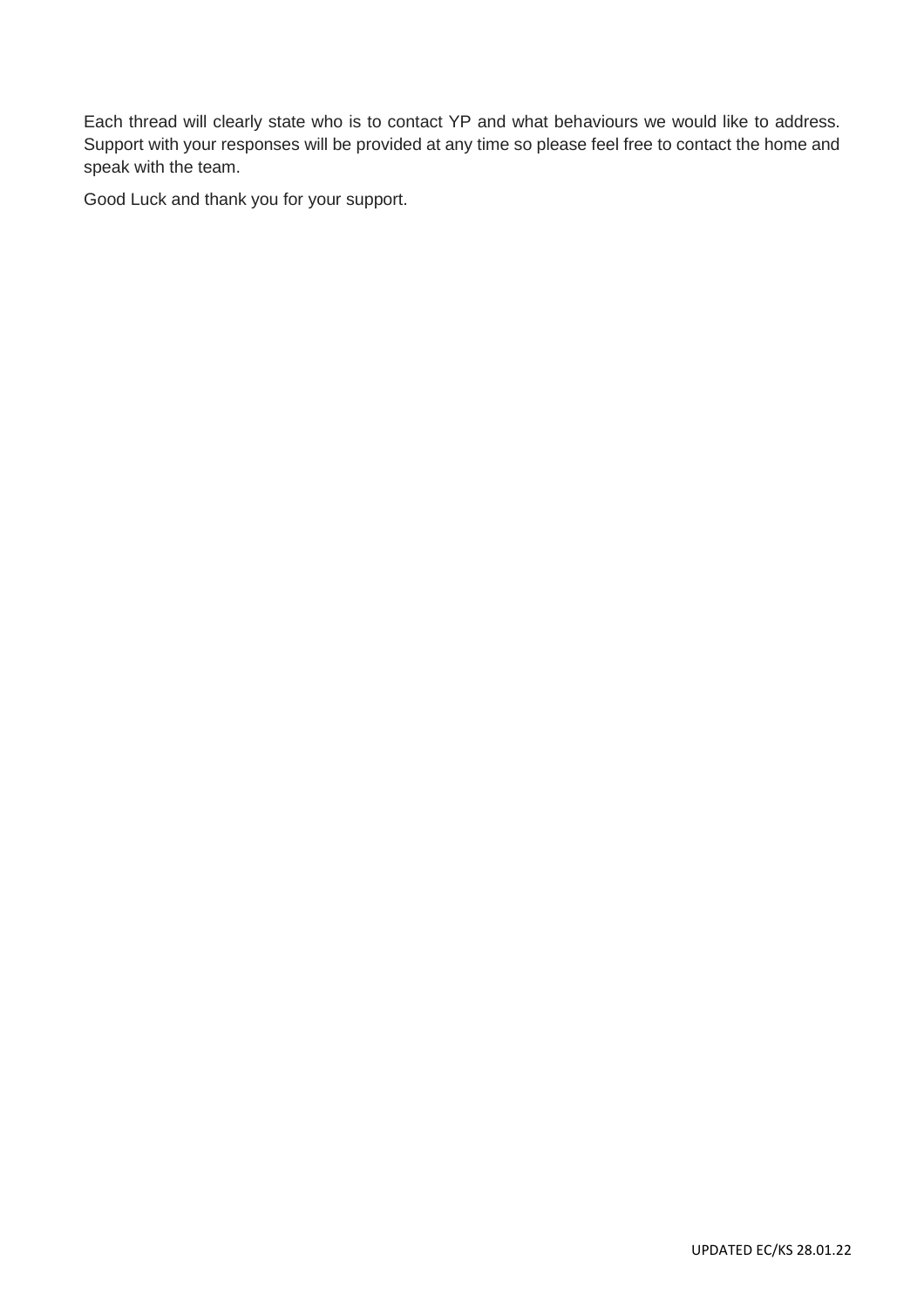Each thread will clearly state who is to contact YP and what behaviours we would like to address. Support with your responses will be provided at any time so please feel free to contact the home and speak with the team.

Good Luck and thank you for your support.